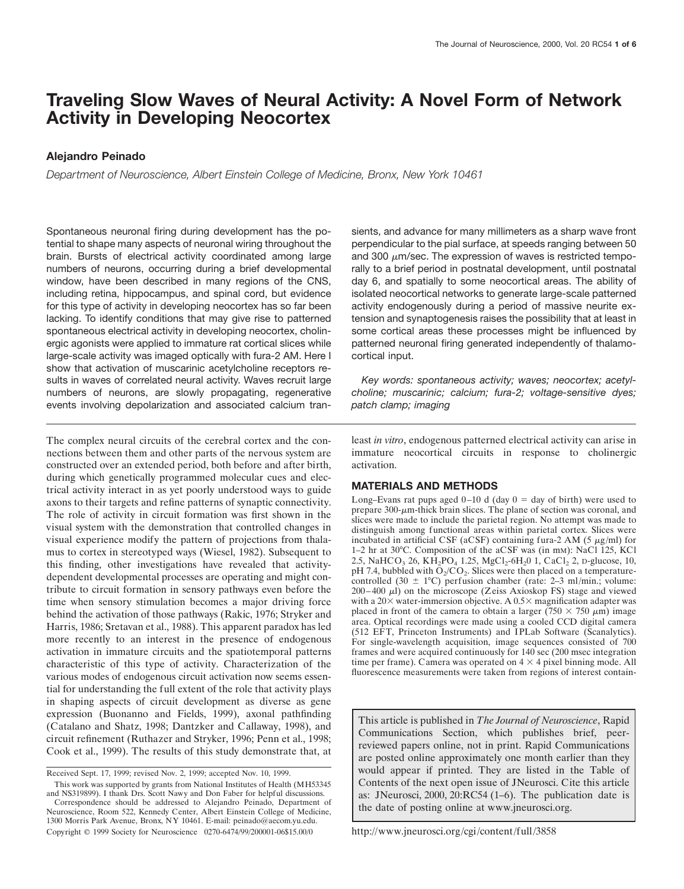# Traveling Slow Waves of Neural Activity: A Novel Form of Network Activity in Developing Neocortex

**Alejandro Peinado**

*Department of Neuroscience, Albert Einstein College of Medicine, Bronx, New York 10461*

Spontaneous neuronal firing during development has the potential to shape many aspects of neuronal wiring throughout the brain. Bursts of electrical activity coordinated among large numbers of neurons, occurring during a brief developmental window, have been described in many regions of the CNS, including retina, hippocampus, and spinal cord, but evidence for this type of activity in developing neocortex has so far been lacking. To identify conditions that may give rise to patterned spontaneous electrical activity in developing neocortex, cholinergic agonists were applied to immature rat cortical slices while large-scale activity was imaged optically with fura-2 AM. Here I show that activation of muscarinic acetylcholine receptors results in waves of correlated neural activity. Waves recruit large numbers of neurons, are slowly propagating, regenerative events involving depolarization and associated calcium transients, and advance for many millimeters as a sharp wave front perpendicular to the pial surface, at speeds ranging between 50 and 300 $\mu$m/sec. The expression of waves is restricted temporally to a brief period in postnatal development, until postnatal day 6, and spatially to some neocortical areas. The ability of isolated neocortical networks to generate large-scale patterned activity endogenously during a period of massive neurite extension and synaptogenesis raises the possibility that at least in some cortical areas these processes might be influenced by patterned neuronal firing generated independently of thalamocortical input.

*Key words: spontaneous activity; waves; neocortex; acetylcholine; muscarinic; calcium; fura-2; voltage-sensitive dyes; patch clamp; imaging*

The complex neural circuits of the cerebral cortex and the connections between them and other parts of the nervous system are constructed over an extended period, both before and after birth, during which genetically programmed molecular cues and electrical activity interact in as yet poorly understood ways to guide axons to their targets and refine patterns of synaptic connectivity. The role of activity in circuit formation was first shown in the visual system with the demonstration that controlled changes in visual experience modify the pattern of projections from thalamus to cortex in stereotyped ways (Wiesel, 1982). Subsequent to this finding, other investigations have revealed that activity-dependent developmental processes are operating and might contribute to circuit formation in sensory pathways even before the time when sensory stimulation becomes a major driving force behind the activation of those pathways (Rakic, 1976; Stryker and Harris, 1986; Sretavan et al., 1988). This apparent paradox has led more recently to an interest in the presence of endogenous activation in immature circuits and the spatiotemporal patterns characteristic of this type of activity. Characterization of the various modes of endogenous circuit activation now seems essential for understanding the full extent of the role that activity plays in shaping aspects of circuit development as diverse as gene expression (Buonanno and Fields, 1999), axonal pathfinding (Catalano and Shatz, 1998; Dantzker and Callaway, 1998), and circuit refinement (Ruthazer and Stryker, 1996; Penn et al., 1998; Cook et al., 1999). The results of this study demonstrate that, at least *in vitro*, endogenous patterned electrical activity can arise in immature neocortical circuits in response to cholinergic activation.

## MATERIALS AND METHODS

Long–Evans rat pups aged 0–10 d (day 0 = day of birth) were used to prepare 300-$\mu$m-thick brain slices. The plane of section was coronal, and slices were made to include the parietal region. No attempt was made to distinguish among functional areas within parietal cortex. Slices were incubated in artificial CSF (aCSF) containing fura-2 AM (5 $\mu$g/ml) for 1–2 hr at 30°C. Composition of the aCSF was (in mM): NaCl 125, KCl 2.5, $NaHCO_3$ 26, $KH_2PO_4$ 1.25, $MgCl_2$-$6H_2O$ 1, $CaCl_2$ 2, D-glucose, 10, pH 7.4, bubbled with $O_2/CO_2$. Slices were then placed on a temperature-controlled (30 ± 1°C) perfusion chamber (rate: 2–3 ml/min.; volume: 200–400 $\mu$l) on the microscope (Zeiss Axioskop FS) stage and viewed with a 20× water-immersion objective. A 0.5× magnification adapter was placed in front of the camera to obtain a larger (750 × 750 $\mu$m) image area. Optical recordings were made using a cooled CCD digital camera (512 EFT, Princeton Instruments) and IPLab Software (Scanalytics). For single-wavelength acquisition, image sequences consisted of 700 frames and were acquired continuously for 140 sec (200 msec integration time per frame). Camera was operated on 4 × 4 pixel binning mode. All fluorescence measurements were taken from regions of interest contain-

Received Sept. 17, 1999; revised Nov. 2, 1999; accepted Nov. 10, 1999.

This work was supported by grants from National Institutes of Health (MH53345 and NS319899). I thank Drs. Scott Nawy and Don Faber for helpful discussions.

Correspondence should be addressed to Alejandro Peinado, Department of Neuroscience, Room 522, Kennedy Center, Albert Einstein College of Medicine, 1300 Morris Park Avenue, Bronx, NY 10461. E-mail: peinado@aecom.yu.edu.

Copyright © 1999 Society for Neuroscience 0270-6474/99/200001-06$15.00/0

This article is published in *The Journal of Neuroscience*, Rapid Communications Section, which publishes brief, peer-reviewed papers online, not in print. Rapid Communications are posted online approximately one month earlier than they would appear if printed. They are listed in the Table of Contents of the next open issue of JNeurosci. Cite this article as: JNeurosci, 2000, 20:RC54 (1–6). The publication date is the date of posting online at www.jneurosci.org.

http://www.jneurosci.org/cgi/content/full/3858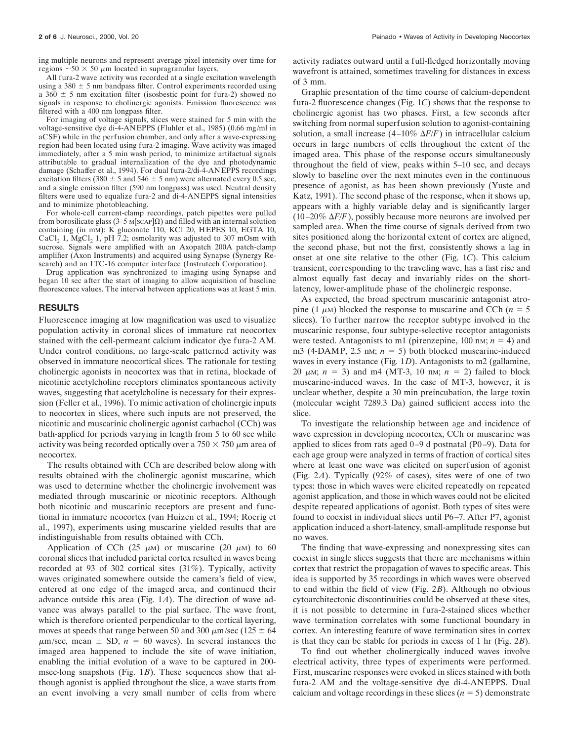ing multiple neurons and represent average pixel intensity over time for regions ~$50 \times 50$ μm located in supragranular layers.

All fura-2 wave activity was recorded at a single excitation wavelength using a $380 \pm 5$ nm bandpass filter. Control experiments recorded using a $360 \pm 5$ nm excitation filter (isosbestic point for fura-2) showed no signals in response to cholinergic agonists. Emission fluorescence was filtered with a 400 nm longpass filter.

For imaging of voltage signals, slices were stained for 5 min with the voltage-sensitive dye di-4-ANEPPS (Fluhler et al., 1985) (0.66 mg/ml in aCSF) while in the perfusion chamber, and only after a wave-expressing region had been located using fura-2 imaging. Wave activity was imaged immediately, after a 5 min wash period, to minimize artifactual signals attributable to gradual internalization of the dye and photodynamic damage (Schaffer et al., 1994). For dual fura-2/di-4-ANEPPS recordings excitation filters ($380 \pm 5$ and $546 \pm 5$ nm) were alternated every 0.5 sec, and a single emission filter (590 nm longpass) was used. Neutral density filters were used to equalize fura-2 and di-4-ANEPPS signal intensities and to minimize photobleaching.

For whole-cell current-clamp recordings, patch pipettes were pulled from borosilicate glass (3–5 MΩ) and filled with an internal solution containing (in mM): K gluconate 110, KCl 20, HEPES 10, EGTA 10, $CaCl_2$ 1, $MgCl_2$ 1, pH 7.2; osmolarity was adjusted to 307 mOsm with sucrose. Signals were amplified with an Axopatch 200A patch-clamp amplifier (Axon Instruments) and acquired using Synapse (Synergy Research) and an ITC-16 computer interface (Instrutech Corporation).

Drug application was synchronized to imaging using Synapse and began 10 sec after the start of imaging to allow acquisition of baseline fluorescence values. The interval between applications was at least 5 min.

## RESULTS

Fluorescence imaging at low magnification was used to visualize population activity in coronal slices of immature rat neocortex stained with the cell-permeant calcium indicator dye fura-2 AM. Under control conditions, no large-scale patterned activity was observed in immature neocortical slices. The rationale for testing cholinergic agonists in neocortex was that in retina, blockade of nicotinic acetylcholine receptors eliminates spontaneous activity waves, suggesting that acetylcholine is necessary for their expression (Feller et al., 1996). To mimic activation of cholinergic inputs to neocortex in slices, where such inputs are not preserved, the nicotinic and muscarinic cholinergic agonist carbachol (CCh) was bath-applied for periods varying in length from 5 to 60 sec while activity was being recorded optically over a $750 \times 750$ μm area of neocortex.

The results obtained with CCh are described below along with results obtained with the cholinergic agonist muscarine, which was used to determine whether the cholinergic involvement was mediated through muscarinic or nicotinic receptors. Although both nicotinic and muscarinic receptors are present and functional in immature neocortex (van Huizen et al., 1994; Roerig et al., 1997), experiments using muscarine yielded results that are indistinguishable from results obtained with CCh.

Application of CCh (25 μM) or muscarine (20 μM) to 60 coronal slices that included parietal cortex resulted in waves being recorded at 93 of 302 cortical sites (31%). Typically, activity waves originated somewhere outside the camera's field of view, entered at one edge of the imaged area, and continued their advance outside this area (Fig. 1*A*). The direction of wave advance was always parallel to the pial surface. The wave front, which is therefore oriented perpendicular to the cortical layering, moves at speeds that range between 50 and 300 μm/sec ($125 \pm 64$ μm/sec, mean ± SD, $n = 60$ waves). In several instances the imaged area happened to include the site of wave initiation, enabling the initial evolution of a wave to be captured in 200-msec-long snapshots (Fig. 1*B*). These sequences show that although agonist is applied throughout the slice, a wave starts from an event involving a very small number of cells from where activity radiates outward until a full-fledged horizontally moving wavefront is attained, sometimes traveling for distances in excess of 3 mm.

Graphic presentation of the time course of calcium-dependent fura-2 fluorescence changes (Fig. 1*C*) shows that the response to cholinergic agonist has two phases. First, a few seconds after switching from normal superfusion solution to agonist-containing solution, a small increase (4–10% $\Delta F/F$) in intracellular calcium occurs in large numbers of cells throughout the extent of the imaged area. This phase of the response occurs simultaneously throughout the field of view, peaks within 5–10 sec, and decays slowly to baseline over the next minutes even in the continuous presence of agonist, as has been shown previously (Yuste and Katz, 1991). The second phase of the response, when it shows up, appears with a highly variable delay and is significantly larger (10–20% $\Delta F/F$), possibly because more neurons are involved per sampled area. When the time course of signals derived from two sites positioned along the horizontal extent of cortex are aligned, the second phase, but not the first, consistently shows a lag in onset at one site relative to the other (Fig. 1*C*). This calcium transient, corresponding to the traveling wave, has a fast rise and almost equally fast decay and invariably rides on the short-latency, lower-amplitude phase of the cholinergic response.

As expected, the broad spectrum muscarinic antagonist atropine (1 μM) blocked the response to muscarine and CCh ($n = 5$ slices). To further narrow the receptor subtype involved in the muscarinic response, four subtype-selective receptor antagonists were tested. Antagonists to m1 (pirenzepine, 100 nM; $n = 4$) and m3 (4-DAMP, 2.5 nM; $n = 5$) both blocked muscarine-induced waves in every instance (Fig. 1*D*). Antagonists to m2 (gallamine, 20 μM; $n = 3$) and m4 (MT-3, 10 nM; $n = 2$) failed to block muscarine-induced waves. In the case of MT-3, however, it is unclear whether, despite a 30 min preincubation, the large toxin (molecular weight 7289.3 Da) gained sufficient access into the slice.

To investigate the relationship between age and incidence of wave expression in developing neocortex, CCh or muscarine was applied to slices from rats aged 0–9 d postnatal (P0–9). Data for each age group were analyzed in terms of fraction of cortical sites where at least one wave was elicited on superfusion of agonist (Fig. 2*A*). Typically (92% of cases), sites were of one of two types: those in which waves were elicited repeatedly on repeated agonist application, and those in which waves could not be elicited despite repeated applications of agonist. Both types of sites were found to coexist in individual slices until P6–7. After P7, agonist application induced a short-latency, small-amplitude response but no waves.

The finding that wave-expressing and nonexpressing sites can coexist in single slices suggests that there are mechanisms within cortex that restrict the propagation of waves to specific areas. This idea is supported by 35 recordings in which waves were observed to end within the field of view (Fig. 2*B*). Although no obvious cytoarchitectonic discontinuities could be observed at these sites, it is not possible to determine in fura-2-stained slices whether wave termination correlates with some functional boundary in cortex. An interesting feature of wave termination sites in cortex is that they can be stable for periods in excess of 1 hr (Fig. 2*B*).

To find out whether cholinergically induced waves involve electrical activity, three types of experiments were performed. First, muscarine responses were evoked in slices stained with both fura-2 AM and the voltage-sensitive dye di-4-ANEPPS. Dual calcium and voltage recordings in these slices ($n = 5$) demonstrate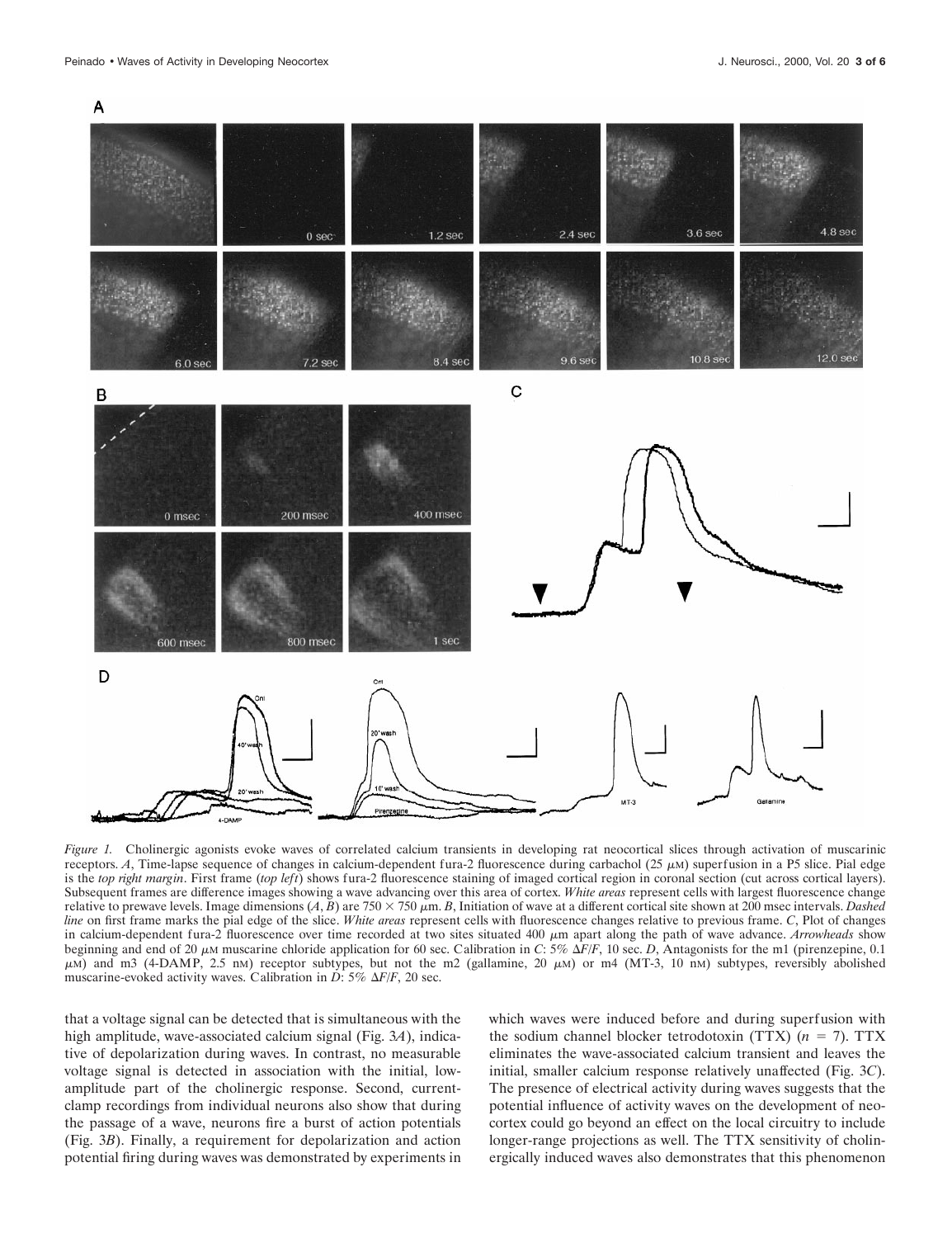*Figure 1.* Cholinergic agonists evoke waves of correlated calcium transients in developing rat neocortical slices through activation of muscarinic receptors. *A*, Time-lapse sequence of changes in calcium-dependent fura-2 fluorescence during carbachol (25 μM) superfusion in a P5 slice. Pial edge is the *top right margin*. First frame (*top left*) shows fura-2 fluorescence staining of imaged cortical region in coronal section (cut across cortical layers). Subsequent frames are difference images showing a wave advancing over this area of cortex. *White areas* represent cells with largest fluorescence change relative to prewave levels. Image dimensions (*A*, *B*) are 750 × 750 μm. *B*, Initiation of wave at a different cortical site shown at 200 msec intervals. *Dashed line* on first frame marks the pial edge of the slice. *White areas* represent cells with fluorescence changes relative to previous frame. *C*, Plot of changes in calcium-dependent fura-2 fluorescence over time recorded at two sites situated 400 μm apart along the path of wave advance. *Arrowheads* show beginning and end of 20 μM muscarine chloride application for 60 sec. Calibration in *C*: 5% Δ*F*/*F*, 10 sec. *D*, Antagonists for the m1 (pirenzepine, 0.1 μM) and m3 (4-DAMP, 2.5 nM) receptor subtypes, but not the m2 (gallamine, 20 μM) or m4 (MT-3, 10 nM) subtypes, reversibly abolished muscarine-evoked activity waves. Calibration in *D*: 5% Δ*F*/*F*, 20 sec.

that a voltage signal can be detected that is simultaneous with the high amplitude, wave-associated calcium signal (Fig. 3*A*), indicative of depolarization during waves. In contrast, no measurable voltage signal is detected in association with the initial, low-amplitude part of the cholinergic response. Second, current-clamp recordings from individual neurons also show that during the passage of a wave, neurons fire a burst of action potentials (Fig. 3*B*). Finally, a requirement for depolarization and action potential firing during waves was demonstrated by experiments in which waves were induced before and during superfusion with the sodium channel blocker tetrodotoxin (TTX) ($n = 7$). TTX eliminates the wave-associated calcium transient and leaves the initial, smaller calcium response relatively unaffected (Fig. 3*C*). The presence of electrical activity during waves suggests that the potential influence of activity waves on the development of neocortex could go beyond an effect on the local circuitry to include longer-range projections as well. The TTX sensitivity of cholinergically induced waves also demonstrates that this phenomenon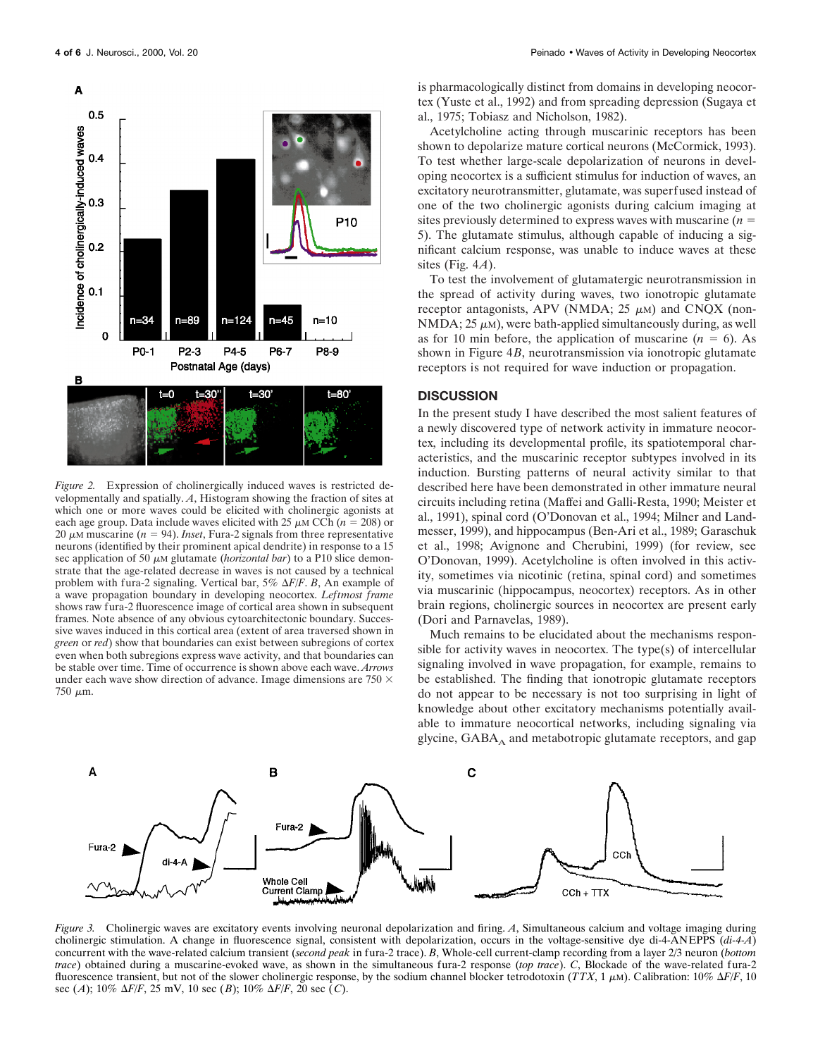Figure 2. Expression of cholinergically induced waves is restricted developmentally and spatially. *A*, Histogram showing the fraction of sites at which one or more waves could be elicited with cholinergic agonists at each age group. Data include waves elicited with 25 $\mu$M CCh ($n$ = 208) or 20 $\mu$M muscarine ($n$ = 94). *Inset*, Fura-2 signals from three representative neurons (identified by their prominent apical dendrite) in response to a 15 sec application of 50 $\mu$M glutamate (*horizontal bar*) to a P10 slice demonstrate that the age-related decrease in waves is not caused by a technical problem with fura-2 signaling. Vertical bar, 5% $\Delta F/F$. *B*, An example of a wave propagation boundary in developing neocortex. *Leftmost frame* shows raw fura-2 fluorescence image of cortical area shown in subsequent frames. Note absence of any obvious cytoarchitectonic boundary. Successive waves induced in this cortical area (extent of area traversed shown in *green* or *red*) show that boundaries can exist between subregions of cortex even when both subregions express wave activity, and that boundaries can be stable over time. Time of occurrence is shown above each wave. *Arrows* under each wave show direction of advance. Image dimensions are 750 × 750 $\mu$m.

is pharmacologically distinct from domains in developing neocortex (Yuste et al., 1992) and from spreading depression (Sugaya et al., 1975; Tobiasz and Nicholson, 1982).

Acetylcholine acting through muscarinic receptors has been shown to depolarize mature cortical neurons (McCormick, 1993). To test whether large-scale depolarization of neurons in developing neocortex is a sufficient stimulus for induction of waves, an excitatory neurotransmitter, glutamate, was superfused instead of one of the two cholinergic agonists during calcium imaging at sites previously determined to express waves with muscarine ($n$ = 5). The glutamate stimulus, although capable of inducing a significant calcium response, was unable to induce waves at these sites (Fig. 4*A*).

To test the involvement of glutamatergic neurotransmission in the spread of activity during waves, two ionotropic glutamate receptor antagonists, APV (NMDA; 25 $\mu$M) and CNQX (non-NMDA; 25 $\mu$M), were bath-applied simultaneously during, as well as for 10 min before, the application of muscarine ($n$ = 6). As shown in Figure 4*B*, neurotransmission via ionotropic glutamate receptors is not required for wave induction or propagation.

## DISCUSSION

In the present study I have described the most salient features of a newly discovered type of network activity in immature neocortex, including its developmental profile, its spatiotemporal characteristics, and the muscarinic receptor subtypes involved in its induction. Bursting patterns of neural activity similar to that described here have been demonstrated in other immature neural circuits including retina (Maffei and Galli-Resta, 1990; Meister et al., 1991), spinal cord (O'Donovan et al., 1994; Milner and Landmesser, 1999), and hippocampus (Ben-Ari et al., 1989; Garaschuk et al., 1998; Avignone and Cherubini, 1999) (for review, see O'Donovan, 1999). Acetylcholine is often involved in this activity, sometimes via nicotinic (retina, spinal cord) and sometimes via muscarinic (hippocampus, neocortex) receptors. As in other brain regions, cholinergic sources in neocortex are present early (Dori and Parnavelas, 1989).

Much remains to be elucidated about the mechanisms responsible for activity waves in neocortex. The type(s) of intercellular signaling involved in wave propagation, for example, remains to be established. The finding that ionotropic glutamate receptors do not appear to be necessary is not too surprising in light of knowledge about other excitatory mechanisms potentially available to immature neocortical networks, including signaling via glycine, $GABA_A$ and metabotropic glutamate receptors, and gap

Figure 3. Cholinergic waves are excitatory events involving neuronal depolarization and firing. *A*, Simultaneous calcium and voltage imaging during cholinergic stimulation. A change in fluorescence signal, consistent with depolarization, occurs in the voltage-sensitive dye di-4-ANEPPS (*di-4-A*) concurrent with the wave-related calcium transient (*second peak* in fura-2 trace). *B*, Whole-cell current-clamp recording from a layer 2/3 neuron (*bottom trace*) obtained during a muscarine-evoked wave, as shown in the simultaneous fura-2 response (*top trace*). *C*, Blockade of the wave-related fura-2 fluorescence transient, but not of the slower cholinergic response, by the sodium channel blocker tetrodotoxin (*TTX*, 1 $\mu$M). Calibration: 10% $\Delta F/F$, 10 sec (*A*); 10% $\Delta F/F$, 25 mV, 10 sec (*B*); 10% $\Delta F/F$, 20 sec (*C*).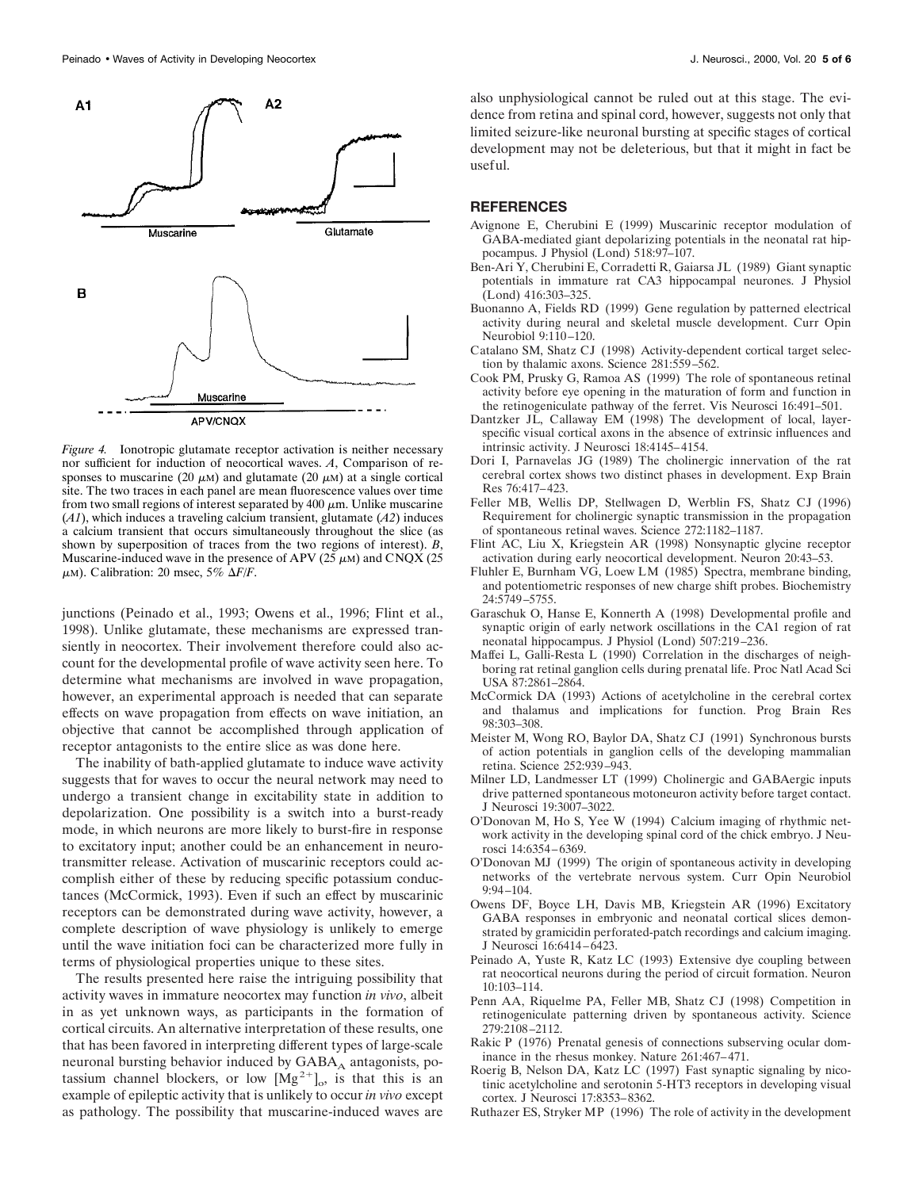*Figure 4.* Ionotropic glutamate receptor activation is neither necessary nor sufficient for induction of neocortical waves. *A*, Comparison of responses to muscarine (20 $\mu$M) and glutamate (20 $\mu$M) at a single cortical site. The two traces in each panel are mean fluorescence values over time from two small regions of interest separated by 400 $\mu$m. Unlike muscarine (*A1*), which induces a traveling calcium transient, glutamate (*A2*) induces a calcium transient that occurs simultaneously throughout the slice (as shown by superposition of traces from the two regions of interest). *B*, Muscarine-induced wave in the presence of APV (25 $\mu$M) and CNQX (25 $\mu$M). Calibration: 20 msec, 5% $\Delta F/F$.

junctions (Peinado et al., 1993; Owens et al., 1996; Flint et al., 1998). Unlike glutamate, these mechanisms are expressed transiently in neocortex. Their involvement therefore could also account for the developmental profile of wave activity seen here. To determine what mechanisms are involved in wave propagation, however, an experimental approach is needed that can separate effects on wave propagation from effects on wave initiation, an objective that cannot be accomplished through application of receptor antagonists to the entire slice as was done here.

The inability of bath-applied glutamate to induce wave activity suggests that for waves to occur the neural network may need to undergo a transient change in excitability state in addition to depolarization. One possibility is a switch into a burst-ready mode, in which neurons are more likely to burst-fire in response to excitatory input; another could be an enhancement in neurotransmitter release. Activation of muscarinic receptors could accomplish either of these by reducing specific potassium conductances (McCormick, 1993). Even if such an effect by muscarinic receptors can be demonstrated during wave activity, however, a complete description of wave physiology is unlikely to emerge until the wave initiation foci can be characterized more fully in terms of physiological properties unique to these sites.

The results presented here raise the intriguing possibility that activity waves in immature neocortex may function *in vivo*, albeit in as yet unknown ways, as participants in the formation of cortical circuits. An alternative interpretation of these results, one that has been favored in interpreting different types of large-scale neuronal bursting behavior induced by $GABA_A$ antagonists, potassium channel blockers, or low $[Mg^{2+}]_o$, is that this is an example of epileptic activity that is unlikely to occur *in vivo* except as pathology. The possibility that muscarine-induced waves are also unphysiological cannot be ruled out at this stage. The evidence from retina and spinal cord, however, suggests not only that limited seizure-like neuronal bursting at specific stages of cortical development may not be deleterious, but that it might in fact be useful.

## REFERENCES

Avignone E, Cherubini E (1999) Muscarinic receptor modulation of GABA-mediated giant depolarizing potentials in the neonatal rat hippocampus. J Physiol (Lond) 518:97–107.

Ben-Ari Y, Cherubini E, Corradetti R, Gaiarsa JL (1989) Giant synaptic potentials in immature rat CA3 hippocampal neurones. J Physiol (Lond) 416:303–325.

Buonanno A, Fields RD (1999) Gene regulation by patterned electrical activity during neural and skeletal muscle development. Curr Opin Neurobiol 9:110–120.

Catalano SM, Shatz CJ (1998) Activity-dependent cortical target selection by thalamic axons. Science 281:559–562.

Cook PM, Prusky G, Ramoa AS (1999) The role of spontaneous retinal activity before eye opening in the maturation of form and function in the retinogeniculate pathway of the ferret. Vis Neurosci 16:491–501.

Dantzker JL, Callaway EM (1998) The development of local, layer-specific visual cortical axons in the absence of extrinsic influences and intrinsic activity. J Neurosci 18:4145–4154.

Dori I, Parnavelas JG (1989) The cholinergic innervation of the rat cerebral cortex shows two distinct phases in development. Exp Brain Res 76:417–423.

Feller MB, Wellis DP, Stellwagen D, Werblin FS, Shatz CJ (1996) Requirement for cholinergic synaptic transmission in the propagation of spontaneous retinal waves. Science 272:1182–1187.

Flint AC, Liu X, Kriegstein AR (1998) Nonsynaptic glycine receptor activation during early neocortical development. Neuron 20:43–53.

Fluhler E, Burnham VG, Loew LM (1985) Spectra, membrane binding, and potentiometric responses of new charge shift probes. Biochemistry 24:5749–5755.

Garaschuk O, Hanse E, Konnerth A (1998) Developmental profile and synaptic origin of early network oscillations in the CA1 region of rat neonatal hippocampus. J Physiol (Lond) 507:219–236.

Maffei L, Galli-Resta L (1990) Correlation in the discharges of neighboring rat retinal ganglion cells during prenatal life. Proc Natl Acad Sci USA 87:2861–2864.

McCormick DA (1993) Actions of acetylcholine in the cerebral cortex and thalamus and implications for function. Prog Brain Res 98:303–308.

Meister M, Wong RO, Baylor DA, Shatz CJ (1991) Synchronous bursts of action potentials in ganglion cells of the developing mammalian retina. Science 252:939–943.

Milner LD, Landmesser LT (1999) Cholinergic and GABAergic inputs drive patterned spontaneous motoneuron activity before target contact. J Neurosci 19:3007–3022.

O'Donovan M, Ho S, Yee W (1994) Calcium imaging of rhythmic network activity in the developing spinal cord of the chick embryo. J Neurosci 14:6354–6369.

O'Donovan MJ (1999) The origin of spontaneous activity in developing networks of the vertebrate nervous system. Curr Opin Neurobiol 9:94–104.

Owens DF, Boyce LH, Davis MB, Kriegstein AR (1996) Excitatory GABA responses in embryonic and neonatal cortical slices demonstrated by gramicidin perforated-patch recordings and calcium imaging. J Neurosci 16:6414–6423.

Peinado A, Yuste R, Katz LC (1993) Extensive dye coupling between rat neocortical neurons during the period of circuit formation. Neuron 10:103–114.

Penn AA, Riquelme PA, Feller MB, Shatz CJ (1998) Competition in retinogeniculate patterning driven by spontaneous activity. Science 279:2108–2112.

Rakic P (1976) Prenatal genesis of connections subserving ocular dominance in the rhesus monkey. Nature 261:467–471.

Roerig B, Nelson DA, Katz LC (1997) Fast synaptic signaling by nicotinic acetylcholine and serotonin 5-HT3 receptors in developing visual cortex. J Neurosci 17:8353–8362.

Ruthazer ES, Stryker MP (1996) The role of activity in the development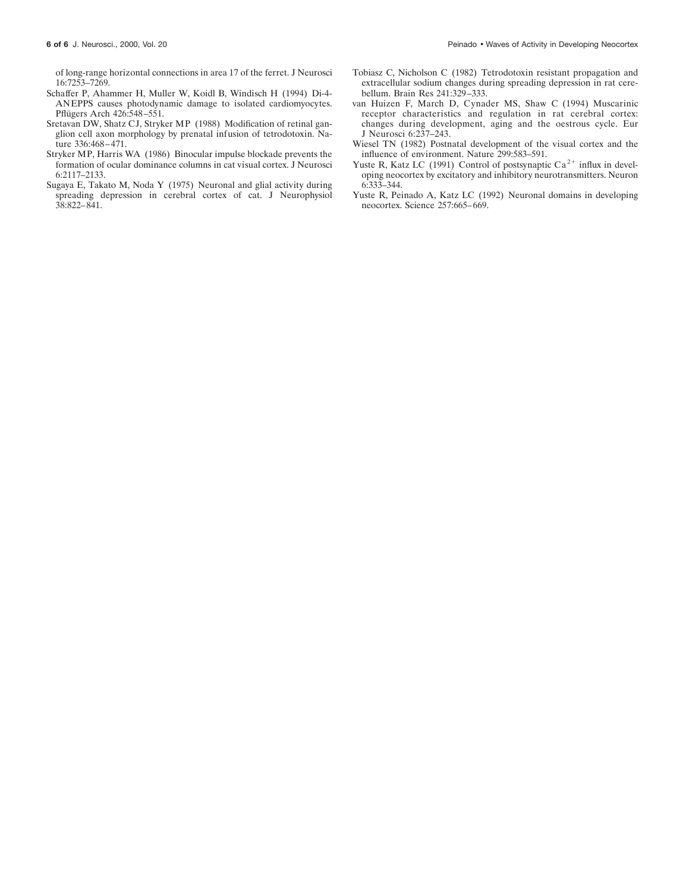of long-range horizontal connections in area 17 of the ferret. J Neurosci 16:7253–7269.

Schaffer P, Ahammer H, Muller W, Koidl B, Windisch H (1994) Di-4-ANEPPS causes photodynamic damage to isolated cardiomyocytes. Pflügers Arch 426:548–551.

Sretavan DW, Shatz CJ, Stryker MP (1988) Modification of retinal ganglion cell axon morphology by prenatal infusion of tetrodotoxin. Nature 336:468–471.

Stryker MP, Harris WA (1986) Binocular impulse blockade prevents the formation of ocular dominance columns in cat visual cortex. J Neurosci 6:2117–2133.

Sugaya E, Takato M, Noda Y (1975) Neuronal and glial activity during spreading depression in cerebral cortex of cat. J Neurophysiol 38:822–841.

Tobiasz C, Nicholson C (1982) Tetrodotoxin resistant propagation and extracellular sodium changes during spreading depression in rat cerebellum. Brain Res 241:329–333.

van Huizen F, March D, Cynader MS, Shaw C (1994) Muscarinic receptor characteristics and regulation in rat cerebral cortex: changes during development, aging and the oestrous cycle. Eur J Neurosci 6:237–243.

Wiesel TN (1982) Postnatal development of the visual cortex and the influence of environment. Nature 299:583–591.

Yuste R, Katz LC (1991) Control of postsynaptic $Ca^{2+}$ influx in developing neocortex by excitatory and inhibitory neurotransmitters. Neuron 6:333–344.

Yuste R, Peinado A, Katz LC (1992) Neuronal domains in developing neocortex. Science 257:665–669.